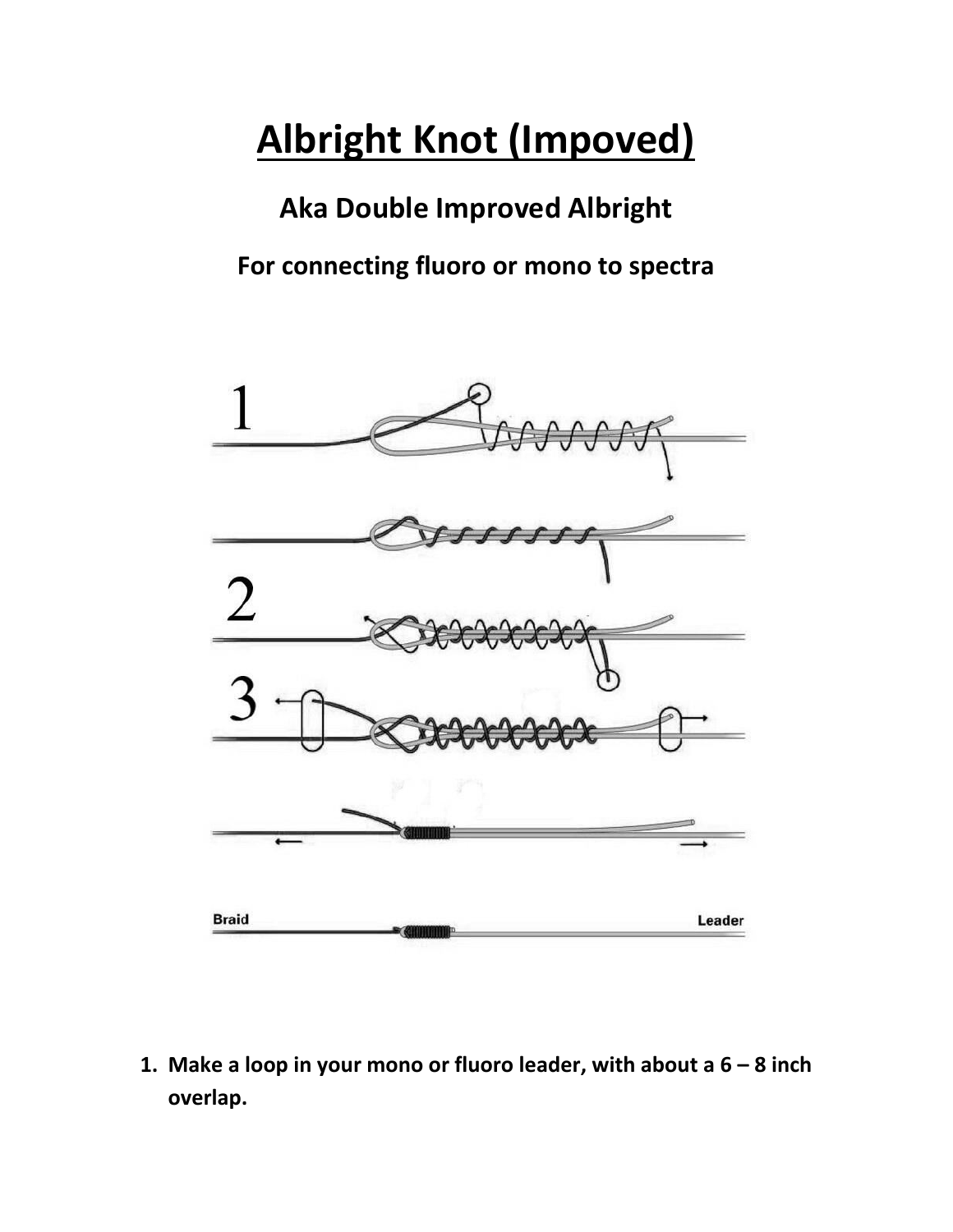# Albright Knot (Impoved)

## Aka Double Improved Albright

### For connecting fluoro or mono to spectra

1. **Make a loop in your mono or fluoro leader, with about a 6 – 8 inch overlap.**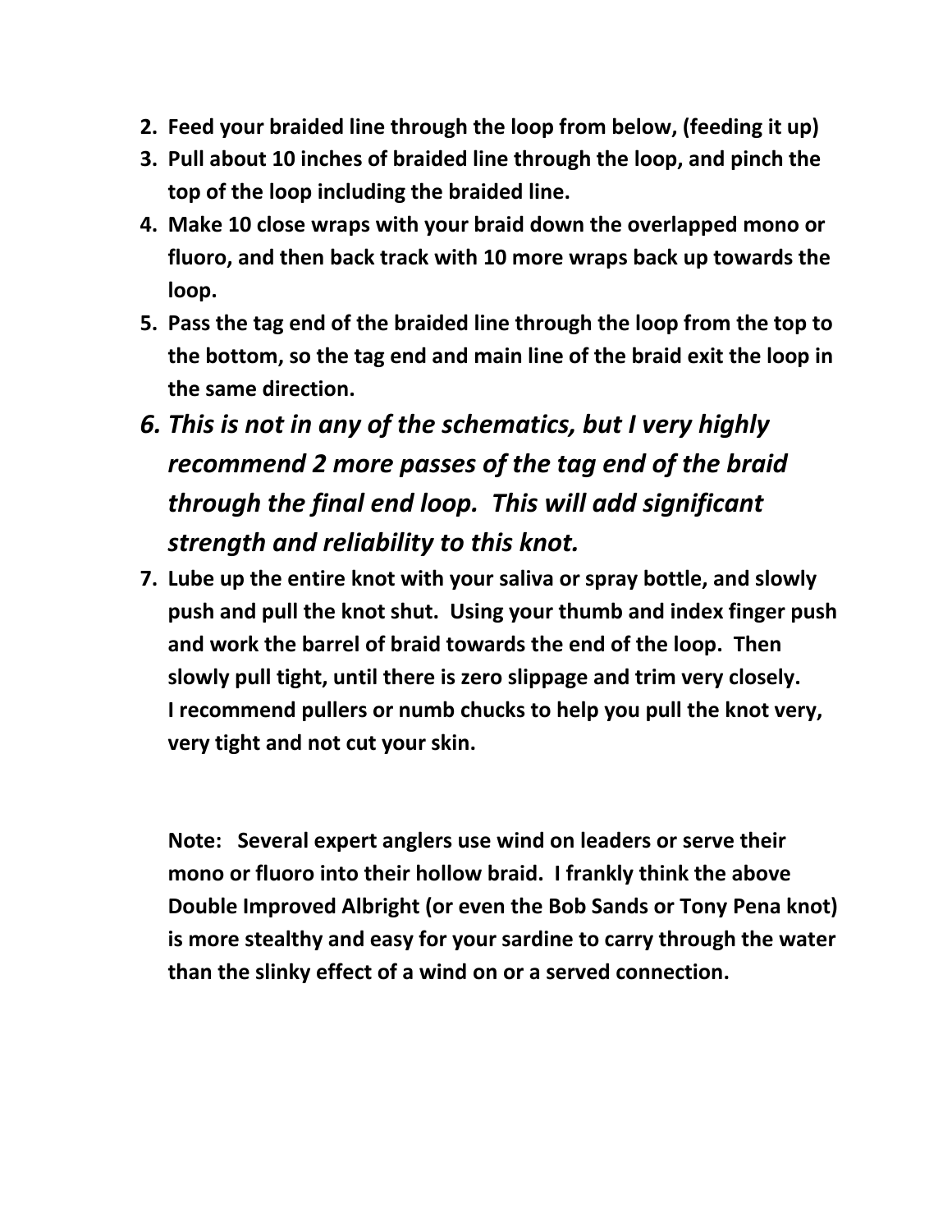2. **Feed your braided line through the loop from below, (feeding it up)**
3. **Pull about 10 inches of braided line through the loop, and pinch the top of the loop including the braided line.**
4. **Make 10 close wraps with your braid down the overlapped mono or fluoro, and then back track with 10 more wraps back up towards the loop.**
5. **Pass the tag end of the braided line through the loop from the top to the bottom, so the tag end and main line of the braid exit the loop in the same direction.**
6. ***This is not in any of the schematics, but I very highly recommend 2 more passes of the tag end of the braid through the final end loop. This will add significant strength and reliability to this knot.***
7. **Lube up the entire knot with your saliva or spray bottle, and slowly push and pull the knot shut. Using your thumb and index finger push and work the barrel of braid towards the end of the loop. Then slowly pull tight, until there is zero slippage and trim very closely. I recommend pullers or numb chucks to help you pull the knot very, very tight and not cut your skin.**

**Note: Several expert anglers use wind on leaders or serve their mono or fluoro into their hollow braid. I frankly think the above Double Improved Albright (or even the Bob Sands or Tony Pena knot) is more stealthy and easy for your sardine to carry through the water than the slinky effect of a wind on or a served connection.**